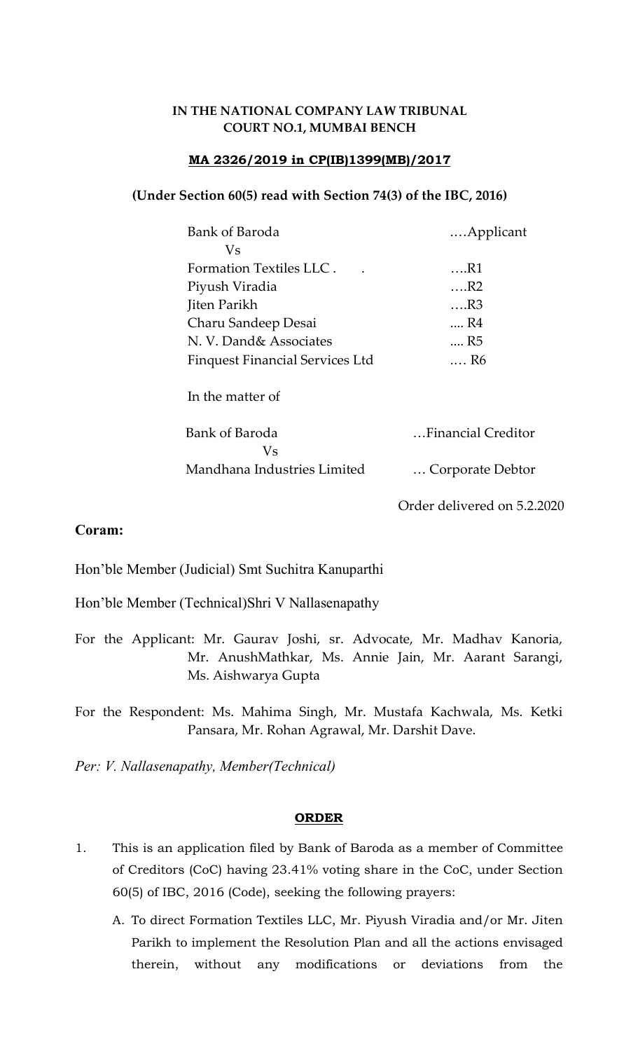**IN THE NATIONAL COMPANY LAW TRIBUNAL**
**COURT NO.1, MUMBAI BENCH**

**MA 2326/2019 in CP(IB)1399(MB)/2017**

**(Under Section 60(5) read with Section 74(3) of the IBC, 2016)**

| | |
|---|---|
| Bank of Baroda | ....Applicant |
| Vs | |
| Formation Textiles LLC . . | ....R1 |
| Piyush Viradia | ....R2 |
| Jiten Parikh | ....R3 |
| Charu Sandeep Desai | .... R4 |
| N. V. Dand& Associates | .... R5 |
| Finquest Financial Services Ltd | .... R6 |

In the matter of

| | |
|---|---|
| Bank of Baroda | ...Financial Creditor |
| Vs | |
| Mandhana Industries Limited | ... Corporate Debtor |

Order delivered on 5.2.2020

**Coram:**

Hon'ble Member (Judicial) Smt Suchitra Kanuparthi

Hon'ble Member (Technical)Shri V Nallasenapathy

For the Applicant: Mr. Gaurav Joshi, sr. Advocate, Mr. Madhav Kanoria, Mr. AnushMathkar, Ms. Annie Jain, Mr. Aarant Sarangi, Ms. Aishwarya Gupta

For the Respondent: Ms. Mahima Singh, Mr. Mustafa Kachwala, Ms. Ketki Pansara, Mr. Rohan Agrawal, Mr. Darshit Dave.

*Per: V. Nallasenapathy, Member(Technical)*

**ORDER**

1. This is an application filed by Bank of Baroda as a member of Committee of Creditors (CoC) having 23.41% voting share in the CoC, under Section 60(5) of IBC, 2016 (Code), seeking the following prayers:

   A. To direct Formation Textiles LLC, Mr. Piyush Viradia and/or Mr. Jiten Parikh to implement the Resolution Plan and all the actions envisaged therein, without any modifications or deviations from the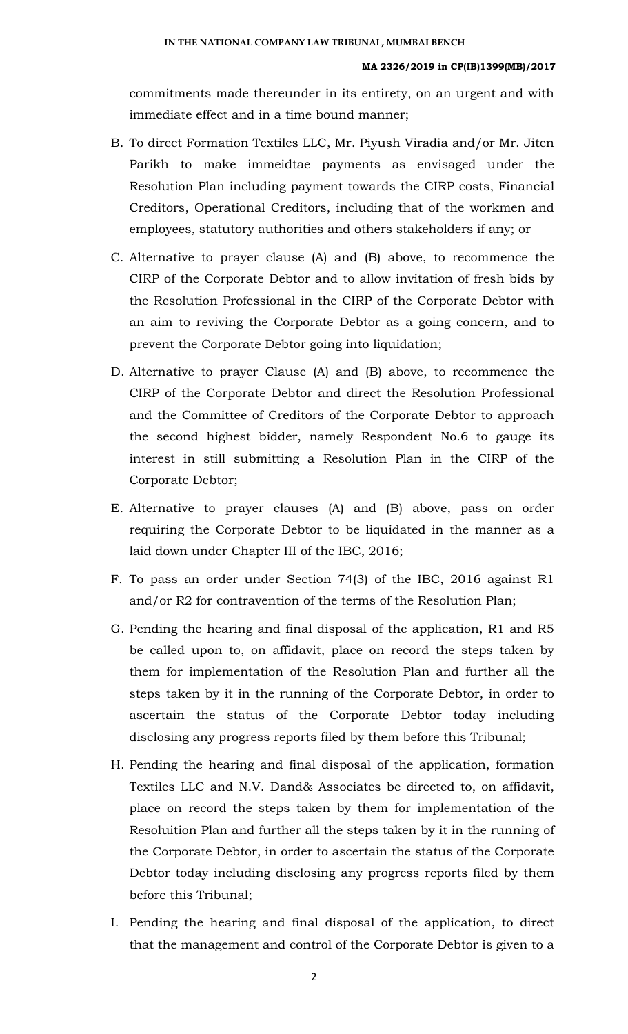commitments made thereunder in its entirety, on an urgent and with immediate effect and in a time bound manner;

B. To direct Formation Textiles LLC, Mr. Piyush Viradia and/or Mr. Jiten Parikh to make immeidtae payments as envisaged under the Resolution Plan including payment towards the CIRP costs, Financial Creditors, Operational Creditors, including that of the workmen and employees, statutory authorities and others stakeholders if any; or

C. Alternative to prayer clause (A) and (B) above, to recommence the CIRP of the Corporate Debtor and to allow invitation of fresh bids by the Resolution Professional in the CIRP of the Corporate Debtor with an aim to reviving the Corporate Debtor as a going concern, and to prevent the Corporate Debtor going into liquidation;

D. Alternative to prayer Clause (A) and (B) above, to recommence the CIRP of the Corporate Debtor and direct the Resolution Professional and the Committee of Creditors of the Corporate Debtor to approach the second highest bidder, namely Respondent No.6 to gauge its interest in still submitting a Resolution Plan in the CIRP of the Corporate Debtor;

E. Alternative to prayer clauses (A) and (B) above, pass on order requiring the Corporate Debtor to be liquidated in the manner as a laid down under Chapter III of the IBC, 2016;

F. To pass an order under Section 74(3) of the IBC, 2016 against R1 and/or R2 for contravention of the terms of the Resolution Plan;

G. Pending the hearing and final disposal of the application, R1 and R5 be called upon to, on affidavit, place on record the steps taken by them for implementation of the Resolution Plan and further all the steps taken by it in the running of the Corporate Debtor, in order to ascertain the status of the Corporate Debtor today including disclosing any progress reports filed by them before this Tribunal;

H. Pending the hearing and final disposal of the application, formation Textiles LLC and N.V. Dand& Associates be directed to, on affidavit, place on record the steps taken by them for implementation of the Resoluition Plan and further all the steps taken by it in the running of the Corporate Debtor, in order to ascertain the status of the Corporate Debtor today including disclosing any progress reports filed by them before this Tribunal;

I. Pending the hearing and final disposal of the application, to direct that the management and control of the Corporate Debtor is given to a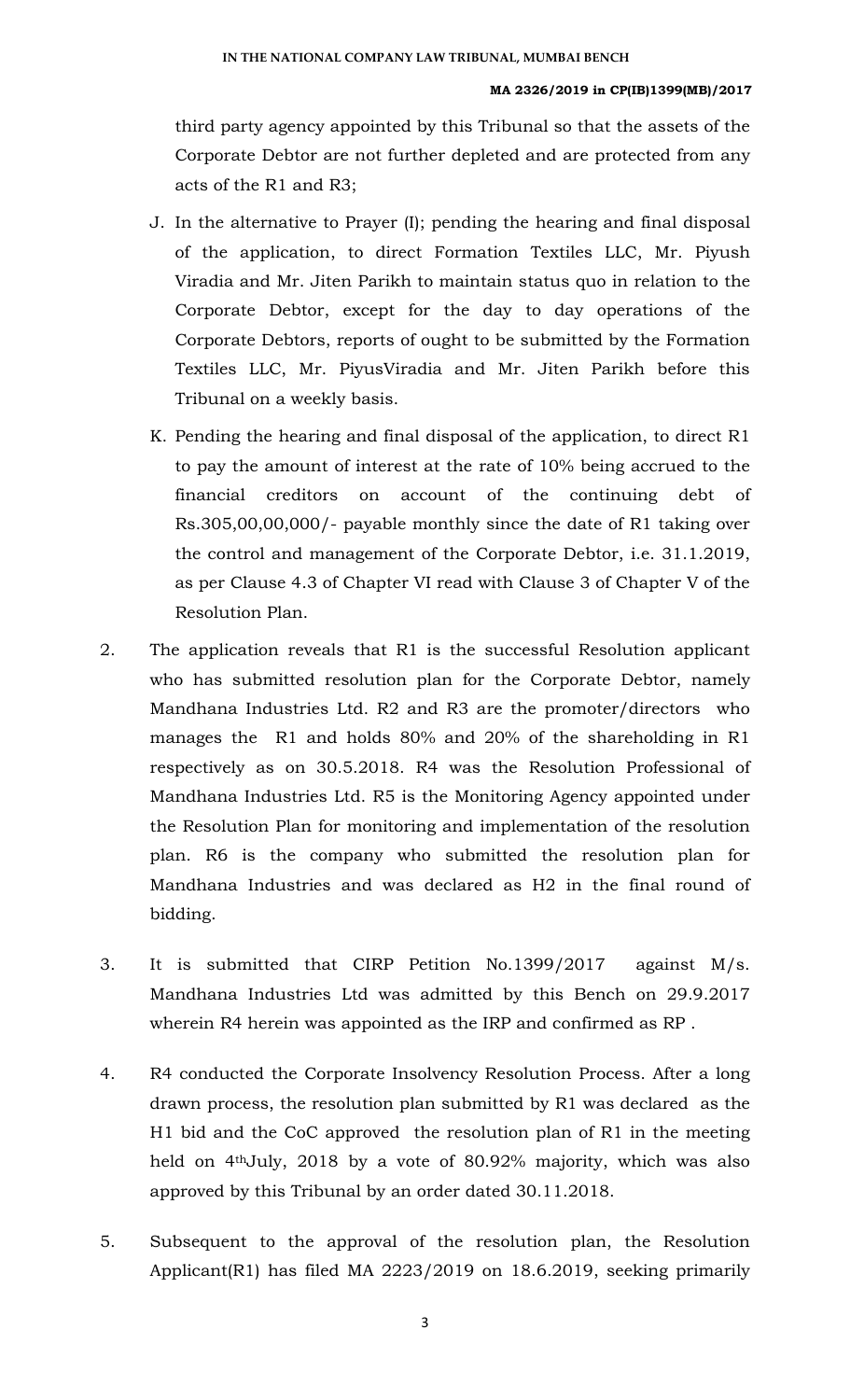third party agency appointed by this Tribunal so that the assets of the Corporate Debtor are not further depleted and are protected from any acts of the R1 and R3;

J. In the alternative to Prayer (I); pending the hearing and final disposal of the application, to direct Formation Textiles LLC, Mr. Piyush Viradia and Mr. Jiten Parikh to maintain status quo in relation to the Corporate Debtor, except for the day to day operations of the Corporate Debtors, reports of ought to be submitted by the Formation Textiles LLC, Mr. PiyusViradia and Mr. Jiten Parikh before this Tribunal on a weekly basis.

K. Pending the hearing and final disposal of the application, to direct R1 to pay the amount of interest at the rate of 10% being accrued to the financial creditors on account of the continuing debt of Rs.305,00,00,000/- payable monthly since the date of R1 taking over the control and management of the Corporate Debtor, i.e. 31.1.2019, as per Clause 4.3 of Chapter VI read with Clause 3 of Chapter V of the Resolution Plan.

2. The application reveals that R1 is the successful Resolution applicant who has submitted resolution plan for the Corporate Debtor, namely Mandhana Industries Ltd. R2 and R3 are the promoter/directors who manages the R1 and holds 80% and 20% of the shareholding in R1 respectively as on 30.5.2018. R4 was the Resolution Professional of Mandhana Industries Ltd. R5 is the Monitoring Agency appointed under the Resolution Plan for monitoring and implementation of the resolution plan. R6 is the company who submitted the resolution plan for Mandhana Industries and was declared as H2 in the final round of bidding.

3. It is submitted that CIRP Petition No.1399/2017 against M/s. Mandhana Industries Ltd was admitted by this Bench on 29.9.2017 wherein R4 herein was appointed as the IRP and confirmed as RP .

4. R4 conducted the Corporate Insolvency Resolution Process. After a long drawn process, the resolution plan submitted by R1 was declared as the H1 bid and the CoC approved the resolution plan of R1 in the meeting held on 4th July, 2018 by a vote of 80.92% majority, which was also approved by this Tribunal by an order dated 30.11.2018.

5. Subsequent to the approval of the resolution plan, the Resolution Applicant(R1) has filed MA 2223/2019 on 18.6.2019, seeking primarily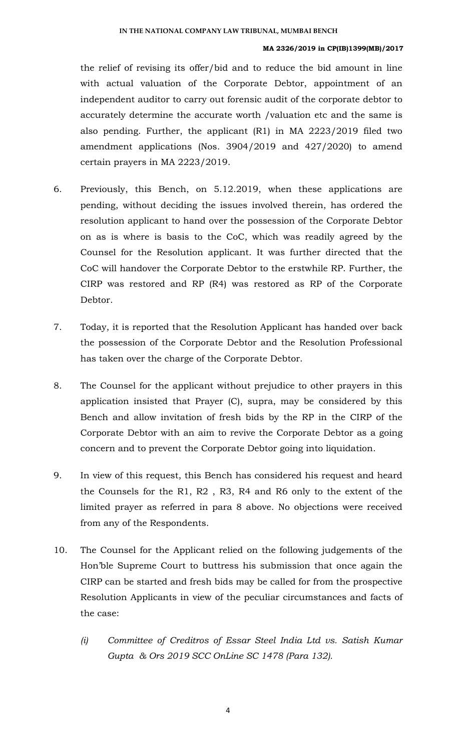the relief of revising its offer/bid and to reduce the bid amount in line with actual valuation of the Corporate Debtor, appointment of an independent auditor to carry out forensic audit of the corporate debtor to accurately determine the accurate worth /valuation etc and the same is also pending. Further, the applicant (R1) in MA 2223/2019 filed two amendment applications (Nos. 3904/2019 and 427/2020) to amend certain prayers in MA 2223/2019.

6. Previously, this Bench, on 5.12.2019, when these applications are pending, without deciding the issues involved therein, has ordered the resolution applicant to hand over the possession of the Corporate Debtor on as is where is basis to the CoC, which was readily agreed by the Counsel for the Resolution applicant. It was further directed that the CoC will handover the Corporate Debtor to the erstwhile RP. Further, the CIRP was restored and RP (R4) was restored as RP of the Corporate Debtor.

7. Today, it is reported that the Resolution Applicant has handed over back the possession of the Corporate Debtor and the Resolution Professional has taken over the charge of the Corporate Debtor.

8. The Counsel for the applicant without prejudice to other prayers in this application insisted that Prayer (C), supra, may be considered by this Bench and allow invitation of fresh bids by the RP in the CIRP of the Corporate Debtor with an aim to revive the Corporate Debtor as a going concern and to prevent the Corporate Debtor going into liquidation.

9. In view of this request, this Bench has considered his request and heard the Counsels for the R1, R2 , R3, R4 and R6 only to the extent of the limited prayer as referred in para 8 above. No objections were received from any of the Respondents.

10. The Counsel for the Applicant relied on the following judgements of the Hon'ble Supreme Court to buttress his submission that once again the CIRP can be started and fresh bids may be called for from the prospective Resolution Applicants in view of the peculiar circumstances and facts of the case:

   *(i) Committee of Creditros of Essar Steel India Ltd vs. Satish Kumar Gupta & Ors 2019 SCC OnLine SC 1478 (Para 132).*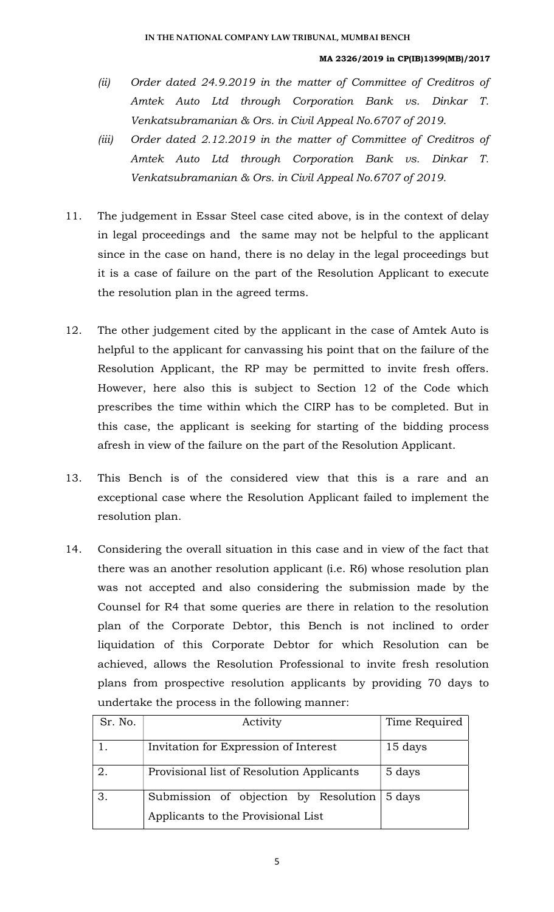(ii) *Order dated 24.9.2019 in the matter of Committee of Creditros of Amtek Auto Ltd through Corporation Bank vs. Dinkar T. Venkatsubramanian & Ors. in Civil Appeal No.6707 of 2019.*

(iii) *Order dated 2.12.2019 in the matter of Committee of Creditros of Amtek Auto Ltd through Corporation Bank vs. Dinkar T. Venkatsubramanian & Ors. in Civil Appeal No.6707 of 2019.*

11. The judgement in Essar Steel case cited above, is in the context of delay in legal proceedings and the same may not be helpful to the applicant since in the case on hand, there is no delay in the legal proceedings but it is a case of failure on the part of the Resolution Applicant to execute the resolution plan in the agreed terms.

12. The other judgement cited by the applicant in the case of Amtek Auto is helpful to the applicant for canvassing his point that on the failure of the Resolution Applicant, the RP may be permitted to invite fresh offers. However, here also this is subject to Section 12 of the Code which prescribes the time within which the CIRP has to be completed. But in this case, the applicant is seeking for starting of the bidding process afresh in view of the failure on the part of the Resolution Applicant.

13. This Bench is of the considered view that this is a rare and an exceptional case where the Resolution Applicant failed to implement the resolution plan.

14. Considering the overall situation in this case and in view of the fact that there was an another resolution applicant (i.e. R6) whose resolution plan was not accepted and also considering the submission made by the Counsel for R4 that some queries are there in relation to the resolution plan of the Corporate Debtor, this Bench is not inclined to order liquidation of this Corporate Debtor for which Resolution can be achieved, allows the Resolution Professional to invite fresh resolution plans from prospective resolution applicants by providing 70 days to undertake the process in the following manner:

| Sr. No. | Activity | Time Required |
|---|---|---|
| 1. | Invitation for Expression of Interest | 15 days |
| 2. | Provisional list of Resolution Applicants | 5 days |
| 3. | Submission of objection by Resolution Applicants to the Provisional List | 5 days |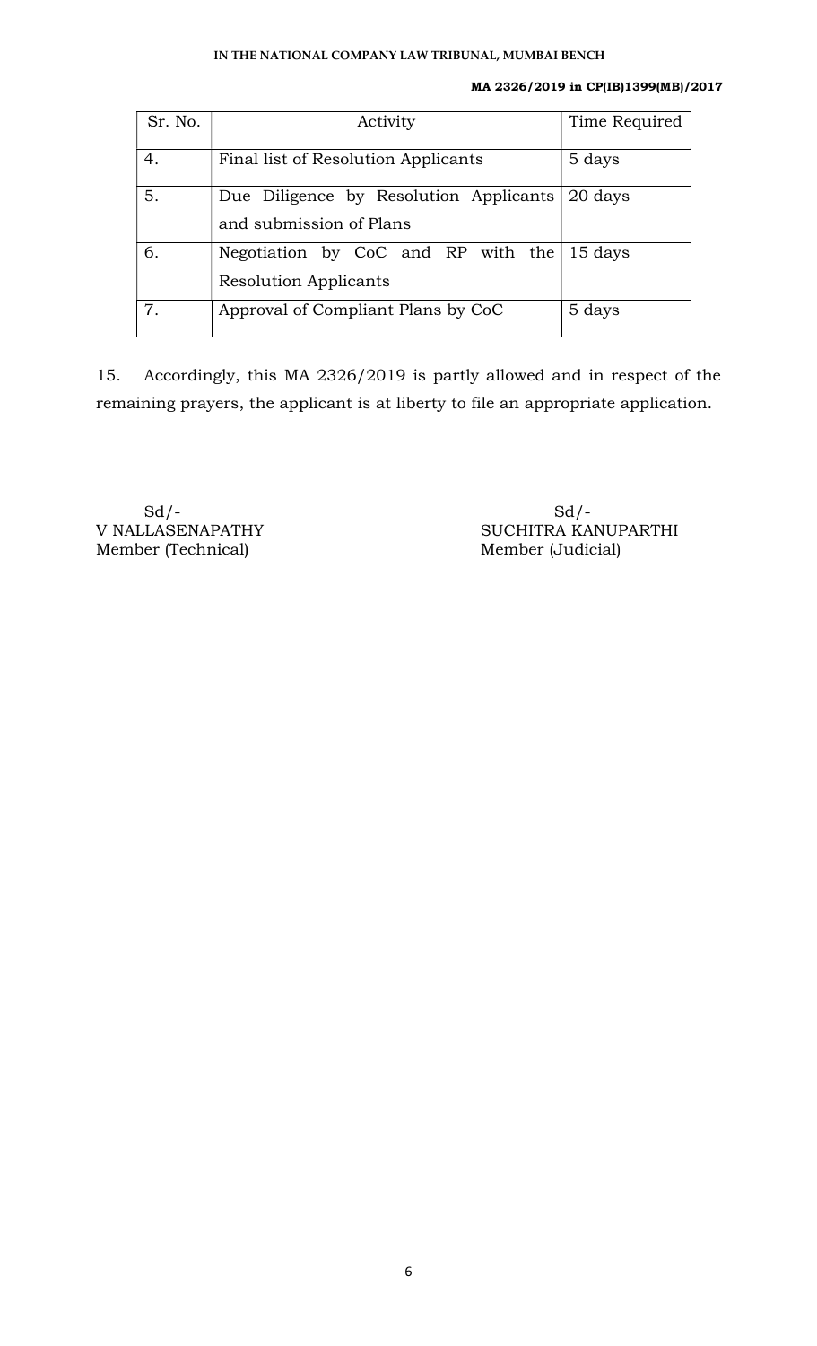| Sr. No. | Activity | Time Required |
|---|---|---|
| 4. | Final list of Resolution Applicants | 5 days |
| 5. | Due Diligence by Resolution Applicants and submission of Plans | 20 days |
| 6. | Negotiation by CoC and RP with the Resolution Applicants | 15 days |
| 7. | Approval of Compliant Plans by CoC | 5 days |

15. Accordingly, this MA 2326/2019 is partly allowed and in respect of the remaining prayers, the applicant is at liberty to file an appropriate application.

Sd/-
V NALLASENAPATHY
Member (Technical)

Sd/-
SUCHITRA KANUPARTHI
Member (Judicial)